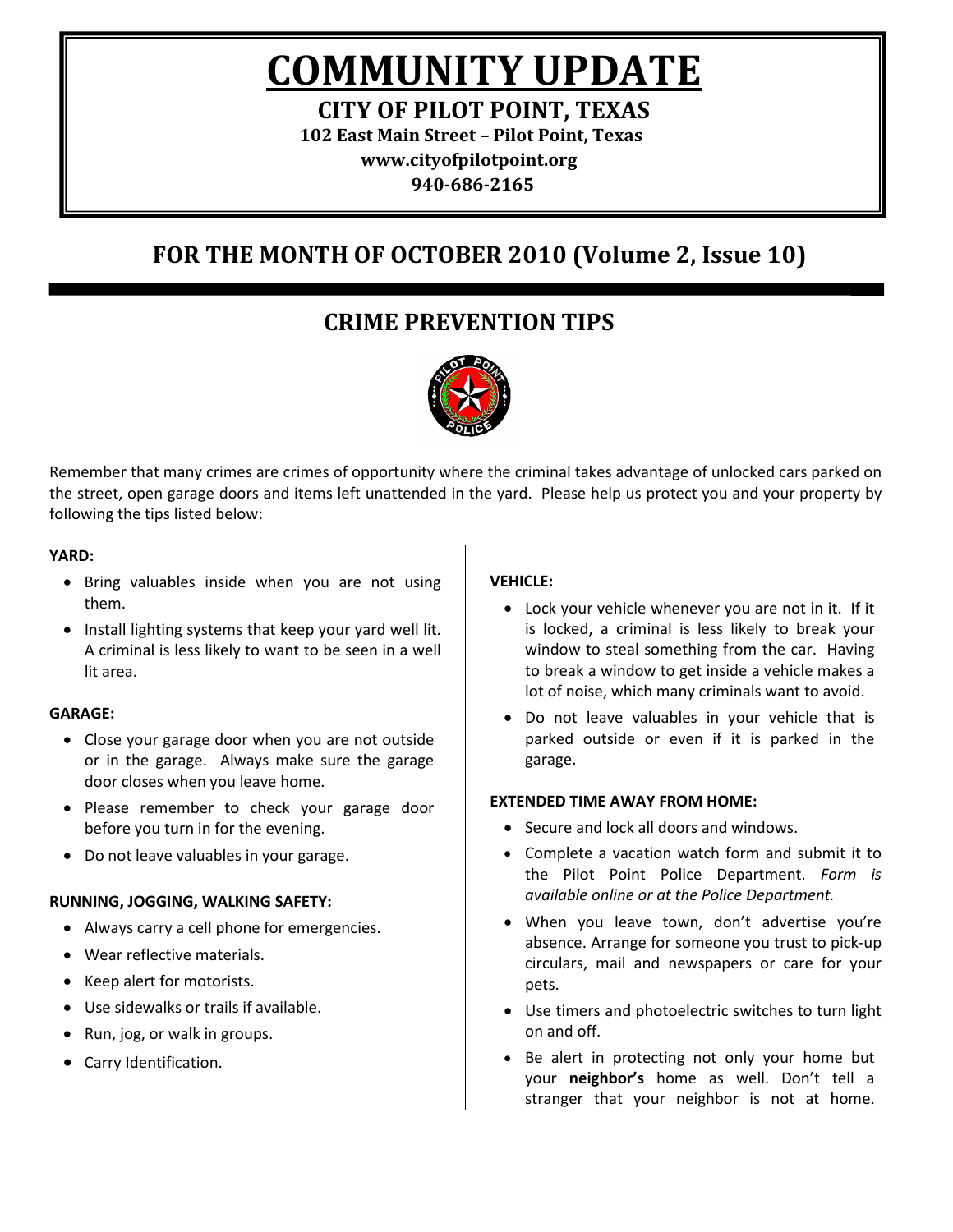# COMMUNITY UPDATE

## CITY OF PILOT POINT, TEXAS

**102 East Main Street – Pilot Point, Texas**

**www.cityofpilotpoint.org**

**940-686-2165**

## FOR THE MONTH OF OCTOBER 2010 (Volume 2, Issue 10)

## CRIME PREVENTION TIPS

Remember that many crimes are crimes of opportunity where the criminal takes advantage of unlocked cars parked on the street, open garage doors and items left unattended in the yard. Please help us protect you and your property by following the tips listed below:

**YARD:**

- Bring valuables inside when you are not using them.
- Install lighting systems that keep your yard well lit. A criminal is less likely to want to be seen in a well lit area.

**GARAGE:**

- Close your garage door when you are not outside or in the garage. Always make sure the garage door closes when you leave home.
- Please remember to check your garage door before you turn in for the evening.
- Do not leave valuables in your garage.

**RUNNING, JOGGING, WALKING SAFETY:**

- Always carry a cell phone for emergencies.
- Wear reflective materials.
- Keep alert for motorists.
- Use sidewalks or trails if available.
- Run, jog, or walk in groups.
- Carry Identification.

**VEHICLE:**

- Lock your vehicle whenever you are not in it. If it is locked, a criminal is less likely to break your window to steal something from the car. Having to break a window to get inside a vehicle makes a lot of noise, which many criminals want to avoid.
- Do not leave valuables in your vehicle that is parked outside or even if it is parked in the garage.

**EXTENDED TIME AWAY FROM HOME:**

- Secure and lock all doors and windows.
- Complete a vacation watch form and submit it to the Pilot Point Police Department. *Form is available online or at the Police Department.*
- When you leave town, don't advertise you're absence. Arrange for someone you trust to pick-up circulars, mail and newspapers or care for your pets.
- Use timers and photoelectric switches to turn light on and off.
- Be alert in protecting not only your home but your **neighbor's** home as well. Don't tell a stranger that your neighbor is not at home.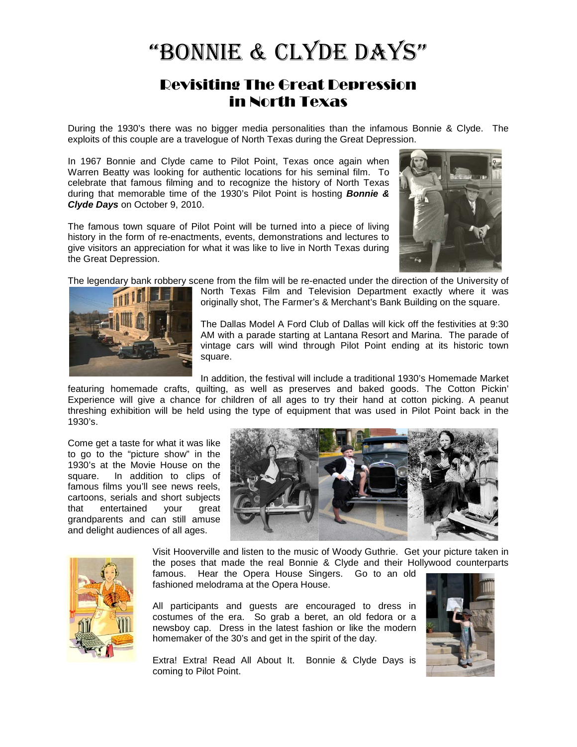# "BONNIE & CLYDE DAYS"

## Revisiting The Great Depression in North Texas

During the 1930's there was no bigger media personalities than the infamous Bonnie & Clyde. The exploits of this couple are a travelogue of North Texas during the Great Depression.

In 1967 Bonnie and Clyde came to Pilot Point, Texas once again when Warren Beatty was looking for authentic locations for his seminal film. To celebrate that famous filming and to recognize the history of North Texas during that memorable time of the 1930's Pilot Point is hosting ***Bonnie & Clyde Days*** on October 9, 2010.

The famous town square of Pilot Point will be turned into a piece of living history in the form of re-enactments, events, demonstrations and lectures to give visitors an appreciation for what it was like to live in North Texas during the Great Depression.

The legendary bank robbery scene from the film will be re-enacted under the direction of the University of North Texas Film and Television Department exactly where it was originally shot, The Farmer's & Merchant's Bank Building on the square.

The Dallas Model A Ford Club of Dallas will kick off the festivities at 9:30 AM with a parade starting at Lantana Resort and Marina. The parade of vintage cars will wind through Pilot Point ending at its historic town square.

In addition, the festival will include a traditional 1930's Homemade Market featuring homemade crafts, quilting, as well as preserves and baked goods. The Cotton Pickin' Experience will give a chance for children of all ages to try their hand at cotton picking. A peanut threshing exhibition will be held using the type of equipment that was used in Pilot Point back in the 1930's.

Come get a taste for what it was like to go to the "picture show" in the 1930's at the Movie House on the square. In addition to clips of famous films you'll see news reels, cartoons, serials and short subjects that entertained your great grandparents and can still amuse and delight audiences of all ages.

Visit Hooverville and listen to the music of Woody Guthrie. Get your picture taken in the poses that made the real Bonnie & Clyde and their Hollywood counterparts famous. Hear the Opera House Singers. Go to an old fashioned melodrama at the Opera House.

All participants and guests are encouraged to dress in costumes of the era. So grab a beret, an old fedora or a newsboy cap. Dress in the latest fashion or like the modern homemaker of the 30's and get in the spirit of the day.

Extra! Extra! Read All About It. Bonnie & Clyde Days is coming to Pilot Point.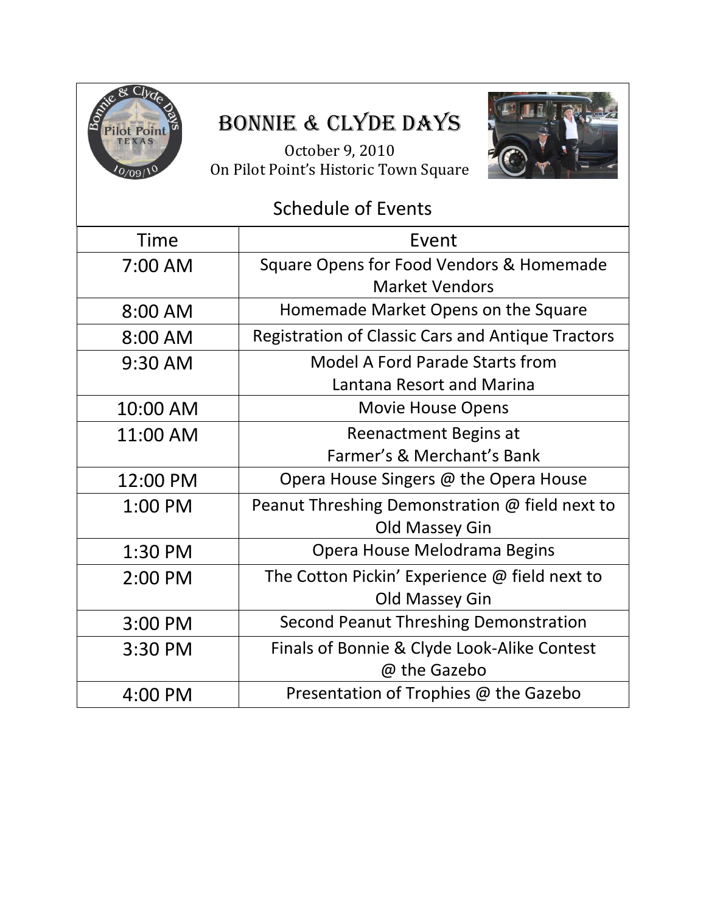# BONNIE & CLYDE DAYS

October 9, 2010
On Pilot Point's Historic Town Square

## Schedule of Events

| Time | Event |
|---|---|
| 7:00 AM | Square Opens for Food Vendors & Homemade Market Vendors |
| 8:00 AM | Homemade Market Opens on the Square |
| 8:00 AM | Registration of Classic Cars and Antique Tractors |
| 9:30 AM | Model A Ford Parade Starts from Lantana Resort and Marina |
| 10:00 AM | Movie House Opens |
| 11:00 AM | Reenactment Begins at Farmer's & Merchant's Bank |
| 12:00 PM | Opera House Singers @ the Opera House |
| 1:00 PM | Peanut Threshing Demonstration @ field next to Old Massey Gin |
| 1:30 PM | Opera House Melodrama Begins |
| 2:00 PM | The Cotton Pickin' Experience @ field next to Old Massey Gin |
| 3:00 PM | Second Peanut Threshing Demonstration |
| 3:30 PM | Finals of Bonnie & Clyde Look-Alike Contest @ the Gazebo |
| 4:00 PM | Presentation of Trophies @ the Gazebo |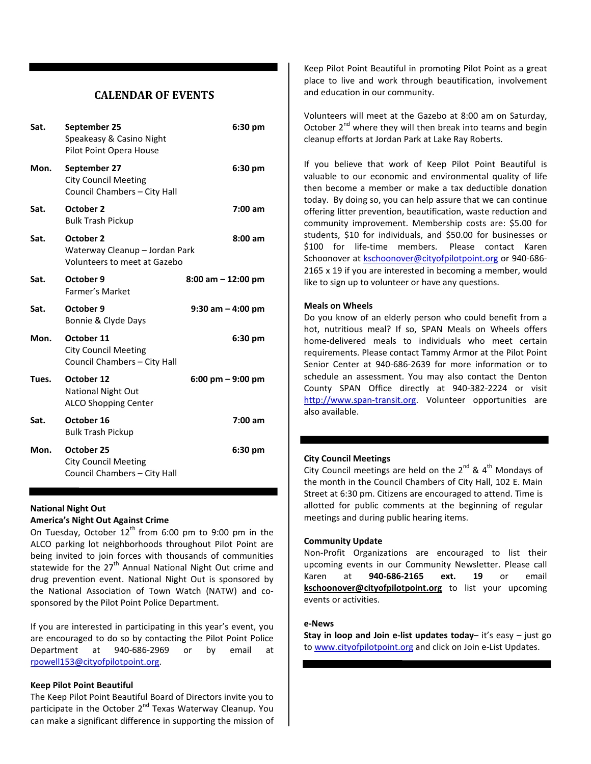## CALENDAR OF EVENTS

| | | |
|---|---|---|
| **Sat.** | **September 25**<br>Speakeasy & Casino Night<br>Pilot Point Opera House | **6:30 pm** |
| **Mon.** | **September 27**<br>City Council Meeting<br>Council Chambers – City Hall | **6:30 pm** |
| **Sat.** | **October 2**<br>Bulk Trash Pickup | **7:00 am** |
| **Sat.** | **October 2**<br>Waterway Cleanup – Jordan Park<br>Volunteers to meet at Gazebo | **8:00 am** |
| **Sat.** | **October 9**<br>Farmer's Market | **8:00 am – 12:00 pm** |
| **Sat.** | **October 9**<br>Bonnie & Clyde Days | **9:30 am – 4:00 pm** |
| **Mon.** | **October 11**<br>City Council Meeting<br>Council Chambers – City Hall | **6:30 pm** |
| **Tues.** | **October 12**<br>National Night Out<br>ALCO Shopping Center | **6:00 pm – 9:00 pm** |
| **Sat.** | **October 16**<br>Bulk Trash Pickup | **7:00 am** |
| **Mon.** | **October 25**<br>City Council Meeting<br>Council Chambers – City Hall | **6:30 pm** |

**National Night Out**
**America's Night Out Against Crime**

On Tuesday, October 12th from 6:00 pm to 9:00 pm in the ALCO parking lot neighborhoods throughout Pilot Point are being invited to join forces with thousands of communities statewide for the 27th Annual National Night Out crime and drug prevention event. National Night Out is sponsored by the National Association of Town Watch (NATW) and co-sponsored by the Pilot Point Police Department.

If you are interested in participating in this year's event, you are encouraged to do so by contacting the Pilot Point Police Department at 940-686-2969 or by email at rpowell153@cityofpilotpoint.org.

**Keep Pilot Point Beautiful**

The Keep Pilot Point Beautiful Board of Directors invite you to participate in the October 2nd Texas Waterway Cleanup. You can make a significant difference in supporting the mission of Keep Pilot Point Beautiful in promoting Pilot Point as a great place to live and work through beautification, involvement and education in our community.

Volunteers will meet at the Gazebo at 8:00 am on Saturday, October 2nd where they will then break into teams and begin cleanup efforts at Jordan Park at Lake Ray Roberts.

If you believe that work of Keep Pilot Point Beautiful is valuable to our economic and environmental quality of life then become a member or make a tax deductible donation today. By doing so, you can help assure that we can continue offering litter prevention, beautification, waste reduction and community improvement. Membership costs are: $5.00 for students, $10 for individuals, and $50.00 for businesses or $100 for life-time members. Please contact Karen Schoonover at kschoonover@cityofpilotpoint.org or 940-686-2165 x 19 if you are interested in becoming a member, would like to sign up to volunteer or have any questions.

**Meals on Wheels**

Do you know of an elderly person who could benefit from a hot, nutritious meal? If so, SPAN Meals on Wheels offers home-delivered meals to individuals who meet certain requirements. Please contact Tammy Armor at the Pilot Point Senior Center at 940-686-2639 for more information or to schedule an assessment. You may also contact the Denton County SPAN Office directly at 940-382-2224 or visit http://www.span-transit.org. Volunteer opportunities are also available.

**City Council Meetings**

City Council meetings are held on the 2nd & 4th Mondays of the month in the Council Chambers of City Hall, 102 E. Main Street at 6:30 pm. Citizens are encouraged to attend. Time is allotted for public comments at the beginning of regular meetings and during public hearing items.

**Community Update**

Non-Profit Organizations are encouraged to list their upcoming events in our Community Newsletter. Please call Karen at **940-686-2165 ext. 19** or email **kschoonover@cityofpilotpoint.org** to list your upcoming events or activities.

**e-News**

**Stay in loop and Join e-list updates today**– it's easy – just go to www.cityofpilotpoint.org and click on Join e-List Updates.